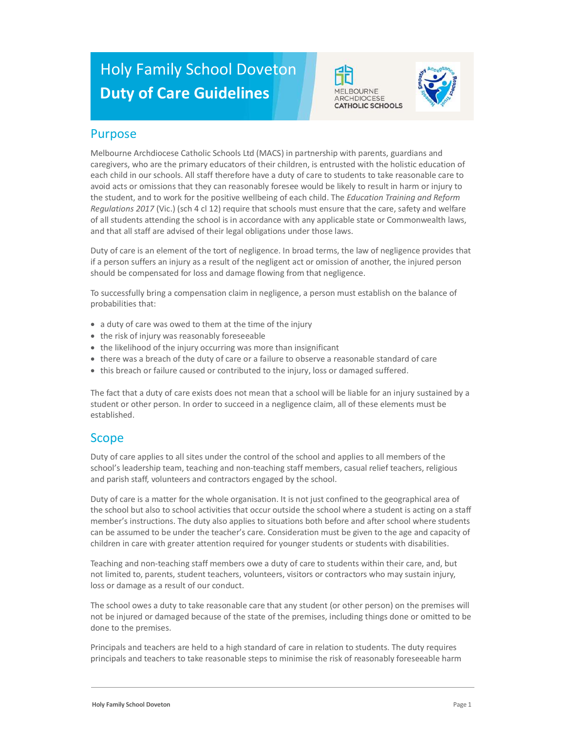# Holy Family School Doveton
# Duty of Care Guidelines

## Purpose

Melbourne Archdiocese Catholic Schools Ltd (MACS) in partnership with parents, guardians and caregivers, who are the primary educators of their children, is entrusted with the holistic education of each child in our schools. All staff therefore have a duty of care to students to take reasonable care to avoid acts or omissions that they can reasonably foresee would be likely to result in harm or injury to the student, and to work for the positive wellbeing of each child. The *Education Training and Reform Regulations 2017* (Vic.) (sch 4 cl 12) require that schools must ensure that the care, safety and welfare of all students attending the school is in accordance with any applicable state or Commonwealth laws, and that all staff are advised of their legal obligations under those laws.

Duty of care is an element of the tort of negligence. In broad terms, the law of negligence provides that if a person suffers an injury as a result of the negligent act or omission of another, the injured person should be compensated for loss and damage flowing from that negligence.

To successfully bring a compensation claim in negligence, a person must establish on the balance of probabilities that:

- a duty of care was owed to them at the time of the injury
- the risk of injury was reasonably foreseeable
- the likelihood of the injury occurring was more than insignificant
- there was a breach of the duty of care or a failure to observe a reasonable standard of care
- this breach or failure caused or contributed to the injury, loss or damaged suffered.

The fact that a duty of care exists does not mean that a school will be liable for an injury sustained by a student or other person. In order to succeed in a negligence claim, all of these elements must be established.

## Scope

Duty of care applies to all sites under the control of the school and applies to all members of the school's leadership team, teaching and non-teaching staff members, casual relief teachers, religious and parish staff, volunteers and contractors engaged by the school.

Duty of care is a matter for the whole organisation. It is not just confined to the geographical area of the school but also to school activities that occur outside the school where a student is acting on a staff member's instructions. The duty also applies to situations both before and after school where students can be assumed to be under the teacher's care. Consideration must be given to the age and capacity of children in care with greater attention required for younger students or students with disabilities.

Teaching and non-teaching staff members owe a duty of care to students within their care, and, but not limited to, parents, student teachers, volunteers, visitors or contractors who may sustain injury, loss or damage as a result of our conduct.

The school owes a duty to take reasonable care that any student (or other person) on the premises will not be injured or damaged because of the state of the premises, including things done or omitted to be done to the premises.

Principals and teachers are held to a high standard of care in relation to students. The duty requires principals and teachers to take reasonable steps to minimise the risk of reasonably foreseeable harm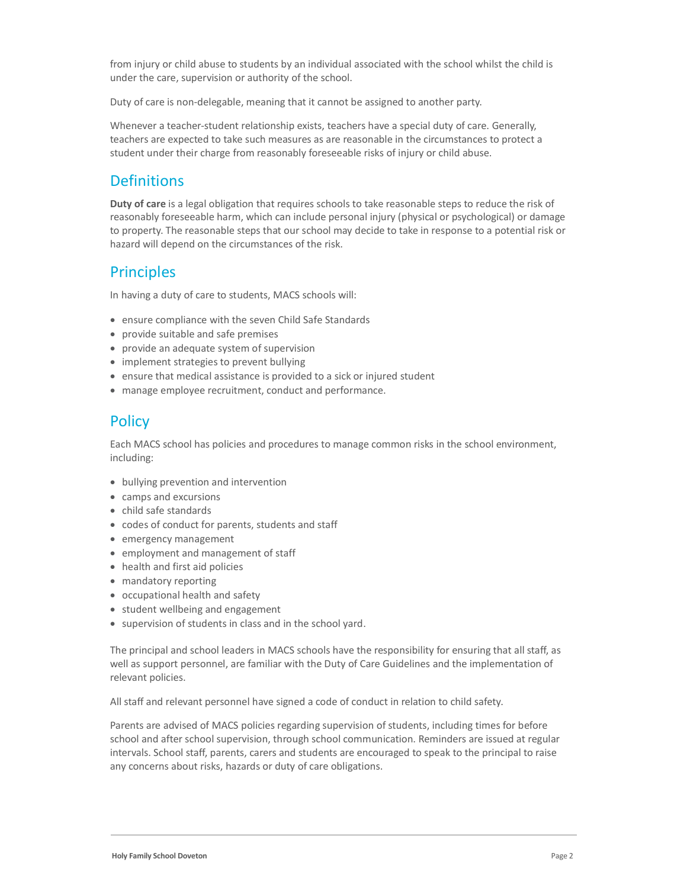from injury or child abuse to students by an individual associated with the school whilst the child is under the care, supervision or authority of the school.

Duty of care is non-delegable, meaning that it cannot be assigned to another party.

Whenever a teacher-student relationship exists, teachers have a special duty of care. Generally, teachers are expected to take such measures as are reasonable in the circumstances to protect a student under their charge from reasonably foreseeable risks of injury or child abuse.

## Definitions

**Duty of care** is a legal obligation that requires schools to take reasonable steps to reduce the risk of reasonably foreseeable harm, which can include personal injury (physical or psychological) or damage to property. The reasonable steps that our school may decide to take in response to a potential risk or hazard will depend on the circumstances of the risk.

## Principles

In having a duty of care to students, MACS schools will:

- ensure compliance with the seven Child Safe Standards
- provide suitable and safe premises
- provide an adequate system of supervision
- implement strategies to prevent bullying
- ensure that medical assistance is provided to a sick or injured student
- manage employee recruitment, conduct and performance.

## Policy

Each MACS school has policies and procedures to manage common risks in the school environment, including:

- bullying prevention and intervention
- camps and excursions
- child safe standards
- codes of conduct for parents, students and staff
- emergency management
- employment and management of staff
- health and first aid policies
- mandatory reporting
- occupational health and safety
- student wellbeing and engagement
- supervision of students in class and in the school yard.

The principal and school leaders in MACS schools have the responsibility for ensuring that all staff, as well as support personnel, are familiar with the Duty of Care Guidelines and the implementation of relevant policies.

All staff and relevant personnel have signed a code of conduct in relation to child safety.

Parents are advised of MACS policies regarding supervision of students, including times for before school and after school supervision, through school communication. Reminders are issued at regular intervals. School staff, parents, carers and students are encouraged to speak to the principal to raise any concerns about risks, hazards or duty of care obligations.